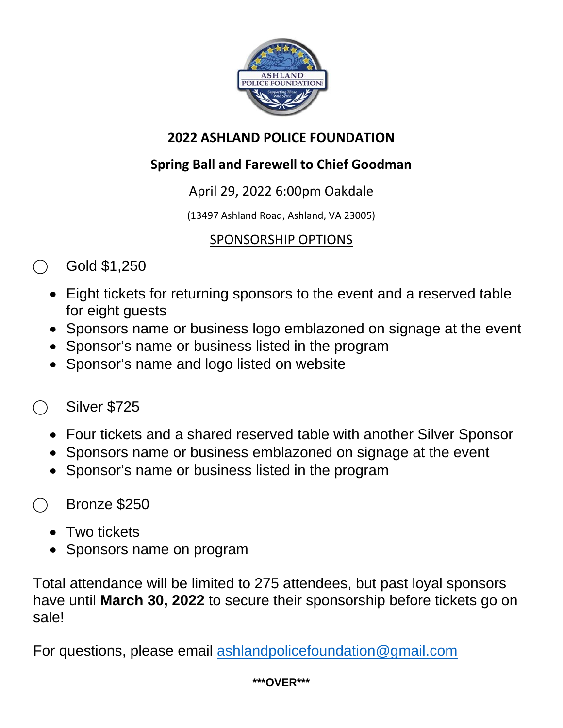# 2022 ASHLAND POLICE FOUNDATION

## Spring Ball and Farewell to Chief Goodman

April 29, 2022 6:00pm Oakdale

(13497 Ashland Road, Ashland, VA 23005)

### SPONSORSHIP OPTIONS

◯ Gold $1,250

- Eight tickets for returning sponsors to the event and a reserved table for eight guests
- Sponsors name or business logo emblazoned on signage at the event
- Sponsor's name or business listed in the program
- Sponsor's name and logo listed on website

◯ Silver $725

- Four tickets and a shared reserved table with another Silver Sponsor
- Sponsors name or business emblazoned on signage at the event
- Sponsor's name or business listed in the program

◯ Bronze $250

- Two tickets
- Sponsors name on program

Total attendance will be limited to 275 attendees, but past loyal sponsors have until **March 30, 2022** to secure their sponsorship before tickets go on sale!

For questions, please email ashlandpolicefoundation@gmail.com

**\*\*\*OVER\*\*\***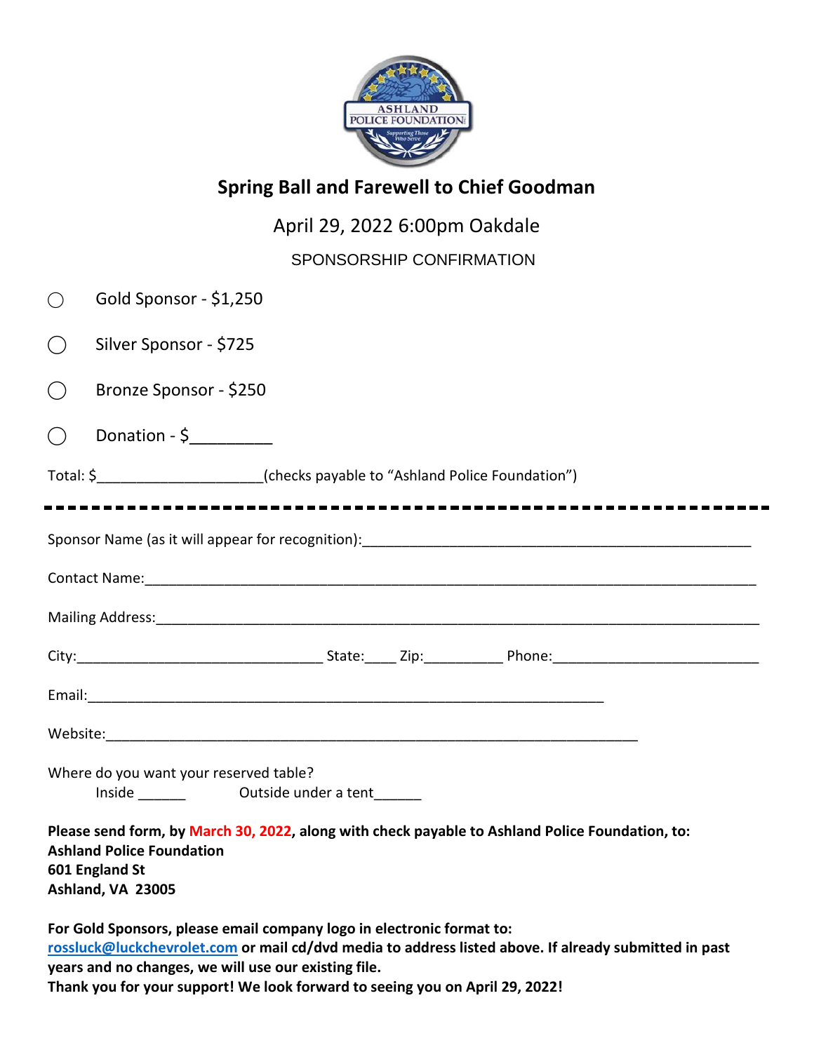# Spring Ball and Farewell to Chief Goodman

April 29, 2022 6:00pm Oakdale

SPONSORSHIP CONFIRMATION

◯ Gold Sponsor - $1,250

◯ Silver Sponsor - $725

◯ Bronze Sponsor - $250

◯ Donation - $_________

Total: $____________________(checks payable to "Ashland Police Foundation")

---

Sponsor Name (as it will appear for recognition):_______________________________________________

Contact Name:___________________________________________________________________________

Mailing Address:_________________________________________________________________________

City:______________________________ State:____ Zip:__________ Phone:_________________________

Email:_______________________________________________________________

Website:______________________________________________________________

Where do you want your reserved table?

Inside ______ Outside under a tent______

**Please send form, by March 30, 2022, along with check payable to Ashland Police Foundation, to:**
**Ashland Police Foundation**
**601 England St**
**Ashland, VA 23005**

**For Gold Sponsors, please email company logo in electronic format to: rossluck@luckchevrolet.com or mail cd/dvd media to address listed above. If already submitted in past years and no changes, we will use our existing file.**
**Thank you for your support! We look forward to seeing you on April 29, 2022!**